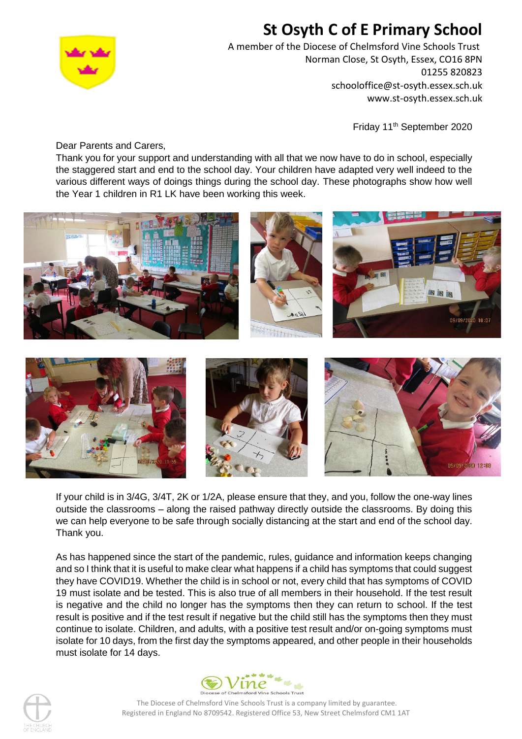# St Osyth C of E Primary School

A member of the Diocese of Chelmsford Vine Schools Trust
Norman Close, St Osyth, Essex, CO16 8PN
01255 820823
schooloffice@st-osyth.essex.sch.uk
www.st-osyth.essex.sch.uk

Friday 11th September 2020

Dear Parents and Carers,

Thank you for your support and understanding with all that we now have to do in school, especially the staggered start and end to the school day. Your children have adapted very well indeed to the various different ways of doings things during the school day. These photographs show how well the Year 1 children in R1 LK have been working this week.

If your child is in 3/4G, 3/4T, 2K or 1/2A, please ensure that they, and you, follow the one-way lines outside the classrooms – along the raised pathway directly outside the classrooms. By doing this we can help everyone to be safe through socially distancing at the start and end of the school day. Thank you.

As has happened since the start of the pandemic, rules, guidance and information keeps changing and so I think that it is useful to make clear what happens if a child has symptoms that could suggest they have COVID19. Whether the child is in school or not, every child that has symptoms of COVID 19 must isolate and be tested. This is also true of all members in their household. If the test result is negative and the child no longer has the symptoms then they can return to school. If the test result is positive and if the test result if negative but the child still has the symptoms then they must continue to isolate. Children, and adults, with a positive test result and/or on-going symptoms must isolate for 10 days, from the first day the symptoms appeared, and other people in their households must isolate for 14 days.

The Diocese of Chelmsford Vine Schools Trust is a company limited by guarantee.
Registered in England No 8709542. Registered Office 53, New Street Chelmsford CM1 1AT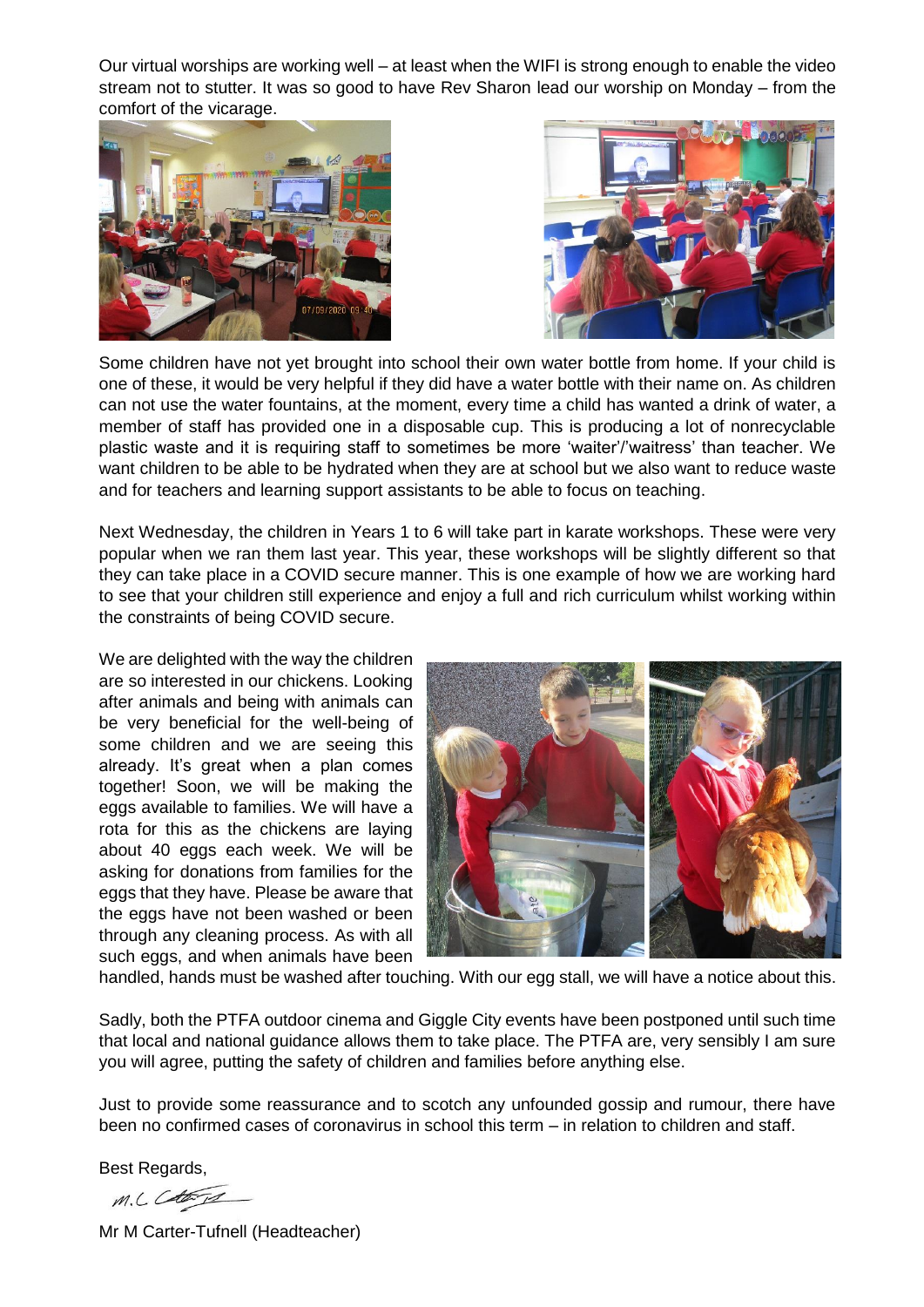Our virtual worships are working well – at least when the WIFI is strong enough to enable the video stream not to stutter. It was so good to have Rev Sharon lead our worship on Monday – from the comfort of the vicarage.

Some children have not yet brought into school their own water bottle from home. If your child is one of these, it would be very helpful if they did have a water bottle with their name on. As children can not use the water fountains, at the moment, every time a child has wanted a drink of water, a member of staff has provided one in a disposable cup. This is producing a lot of nonrecyclable plastic waste and it is requiring staff to sometimes be more 'waiter'/'waitress' than teacher. We want children to be able to be hydrated when they are at school but we also want to reduce waste and for teachers and learning support assistants to be able to focus on teaching.

Next Wednesday, the children in Years 1 to 6 will take part in karate workshops. These were very popular when we ran them last year. This year, these workshops will be slightly different so that they can take place in a COVID secure manner. This is one example of how we are working hard to see that your children still experience and enjoy a full and rich curriculum whilst working within the constraints of being COVID secure.

We are delighted with the way the children are so interested in our chickens. Looking after animals and being with animals can be very beneficial for the well-being of some children and we are seeing this already. It's great when a plan comes together! Soon, we will be making the eggs available to families. We will have a rota for this as the chickens are laying about 40 eggs each week. We will be asking for donations from families for the eggs that they have. Please be aware that the eggs have not been washed or been through any cleaning process. As with all such eggs, and when animals have been handled, hands must be washed after touching. With our egg stall, we will have a notice about this.

Sadly, both the PTFA outdoor cinema and Giggle City events have been postponed until such time that local and national guidance allows them to take place. The PTFA are, very sensibly I am sure you will agree, putting the safety of children and families before anything else.

Just to provide some reassurance and to scotch any unfounded gossip and rumour, there have been no confirmed cases of coronavirus in school this term – in relation to children and staff.

Best Regards,

M.C Carter-Tufnell

Mr M Carter-Tufnell (Headteacher)